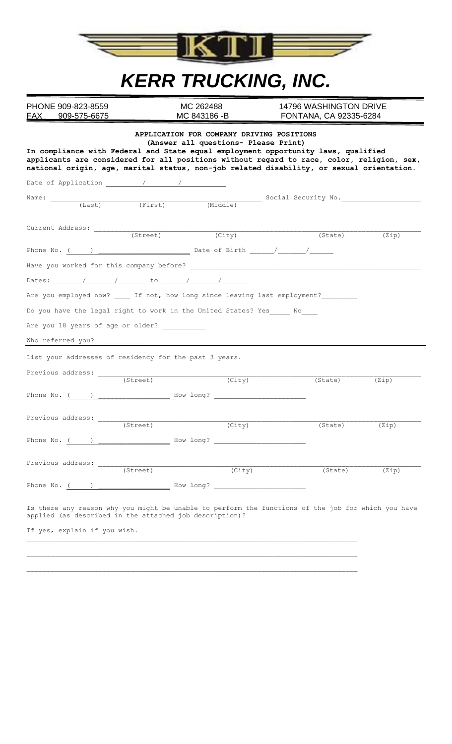# KERR TRUCKING, INC.

| PHONE 909-823-8559 | MC 262488 | 14796 WASHINGTON DRIVE |
| --- | --- | --- |
| FAX 909-575-6675 | MC 843186 -B | FONTANA, CA 92335-6284 |

**APPLICATION FOR COMPANY DRIVING POSITIONS**

**(Answer all questions- Please Print)**

**In compliance with Federal and State equal employment opportunity laws, qualified applicants are considered for all positions without regard to race, color, religion, sex, national origin, age, marital status, non-job related disability, or sexual orientation.**

Date of Application ______ / ______ / ______

Name: ______________________________ Social Security No. ______________
(Last) (First) (Middle)

Current Address: ____________________________________________________________
(Street) (City) (State) (Zip)

Phone No. ( ) ______________ Date of Birth ______ / ______ / ______

Have you worked for this company before? ____________________________________

Dates: ______ / ______ / ______ to ______ / ______ / ______

Are you employed now? ____ If not, how long since leaving last employment? ________

Do you have the legal right to work in the United States? Yes_____ No____

Are you 18 years of age or older? __________

Who referred you? ___________

List your addresses of residency for the past 3 years.

Previous address: ___________________________________________________________
(Street) (City) (State) (Zip)

Phone No. ( ) ______________ How long? ______________________

Previous address: ___________________________________________________________
(Street) (City) (State) (Zip)

Phone No. ( ) ______________ How long? ______________________

Previous address: ___________________________________________________________
(Street) (City) (State) (Zip)

Phone No. ( ) ______________ How long? ______________________

Is there any reason why you might be unable to perform the functions of the job for which you have applied (as described in the attached job description)?

If yes, explain if you wish.

______________________________________________________________________________

______________________________________________________________________________

______________________________________________________________________________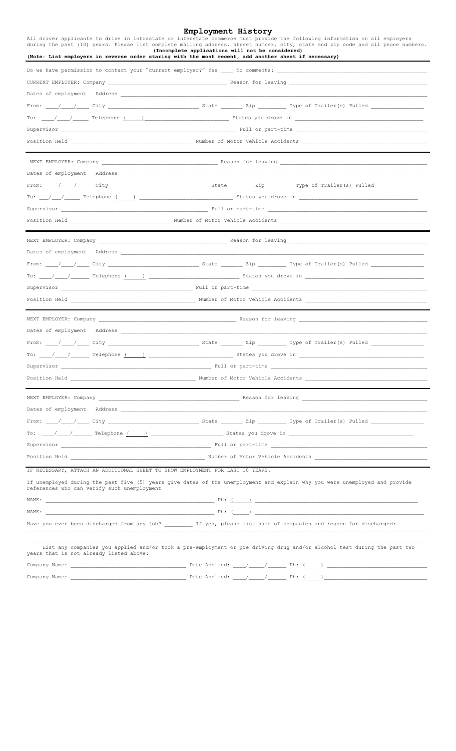# Employment History

All driver applicants to drive in intrastate or interstate commerce must provide the following information on all employers during the past (10) years. Please list complete mailing address, street number, city, state and zip code and all phone numbers.

**(Incomplete applications will not be considered)**

**(Note: List employers in reverse order staring with the most recent, add another sheet if necessary)**

---

Do we have permission to contact your "current employer?" Yes ____ No comments: ______________________________

CURRENT EMPLOYER: Company ______________________________ Reason for leaving ______________________________

Dates of employment Address ______________________________

From: ___/___/____ City ______________________ State ______ Zip ________ Type of Trailer(s) Pulled ______________

To: ____/____/_____ Telephone (_____) ______________________ States you drove in ______________________________

Supervisor ______________________________ Full or part-time ______________________________

Position Held ______________________________ Number of Motor Vehicle Accidents ______________________________

---

NEXT EMPLOYER: Company ______________________________ Reason for leaving ______________________________

Dates of employment Address ______________________________

From: ____/____/_____ City ______________________ State ______ Zip ________ Type of Trailer(s) Pulled ______________

To: ___/___/_____ Telephone (_____) ______________________ States you drove in ______________________________

Supervisor ______________________________ Full or part-time ______________________________

Position Held ______________________________ Number of Motor Vehicle Accidents ______________________________

---

NEXT EMPLOYER: Company ______________________________ Reason for leaving ______________________________

Dates of employment Address ______________________________

From: ____/____/____ City ______________________ State ______ Zip ________ Type of Trailer(s) Pulled ______________

To: ____/____/______ Telephone (_____) ______________________ States you drove in ______________________________

Supervisor ______________________________ Full or part-time ______________________________

Position Held ______________________________ Number of Motor Vehicle Accidents ______________________________

---

NEXT EMPLOYER: Company ______________________________ Reason for leaving ______________________________

Dates of employment Address ______________________________

From: ____/____/____ City ______________________ State ______ Zip ________ Type of Trailer(s) Pulled ______________

To: ____/____/______ Telephone (_____) ______________________ States you drove in ______________________________

Supervisor ______________________________ Full or part-time ______________________________

Position Held ______________________________ Number of Motor Vehicle Accidents ______________________________

---

NEXT EMPLOYER: Company ______________________________ Reason for leaving ______________________________

Dates of employment Address ______________________________

From: ____/____/____ City ______________________ State ______ Zip ________ Type of Trailer(s) Pulled ______________

To: ____/____/______ Telephone (_____) ______________________ States you drove in ______________________________

Supervisor ______________________________ Full or part-time ______________________________

Position Held ______________________________ Number of Motor Vehicle Accidents ______________________________

---

IF NECESSARY, ATTACH AN ADDITIONAL SHEET TO SHOW EMPLOYMENT FOR LAST 10 YEARS.

If unemployed during the past five (5) years give dates of the unemployment and explain why you were unemployed and provide references who can verify such unemployment

NAME: ______________________________ Ph: (_____) ______________________________

NAME: ______________________________ Ph: (_____) ______________________________

Have you ever been discharged from any job? ________ If yes, please list name of companies and reason for discharged:

______________________________________________________________________________

______________________________________________________________________________

List any companies you applied and/or took a pre-employment or pre driving drug and/or alcohol test during the past two years that is not already listed above:

Company Name: ______________________________ Date Applied: ____/_____/______ Ph: (_____) ______________________

Company Name: ______________________________ Date Applied: ____/_____/______ Ph: (_____) ______________________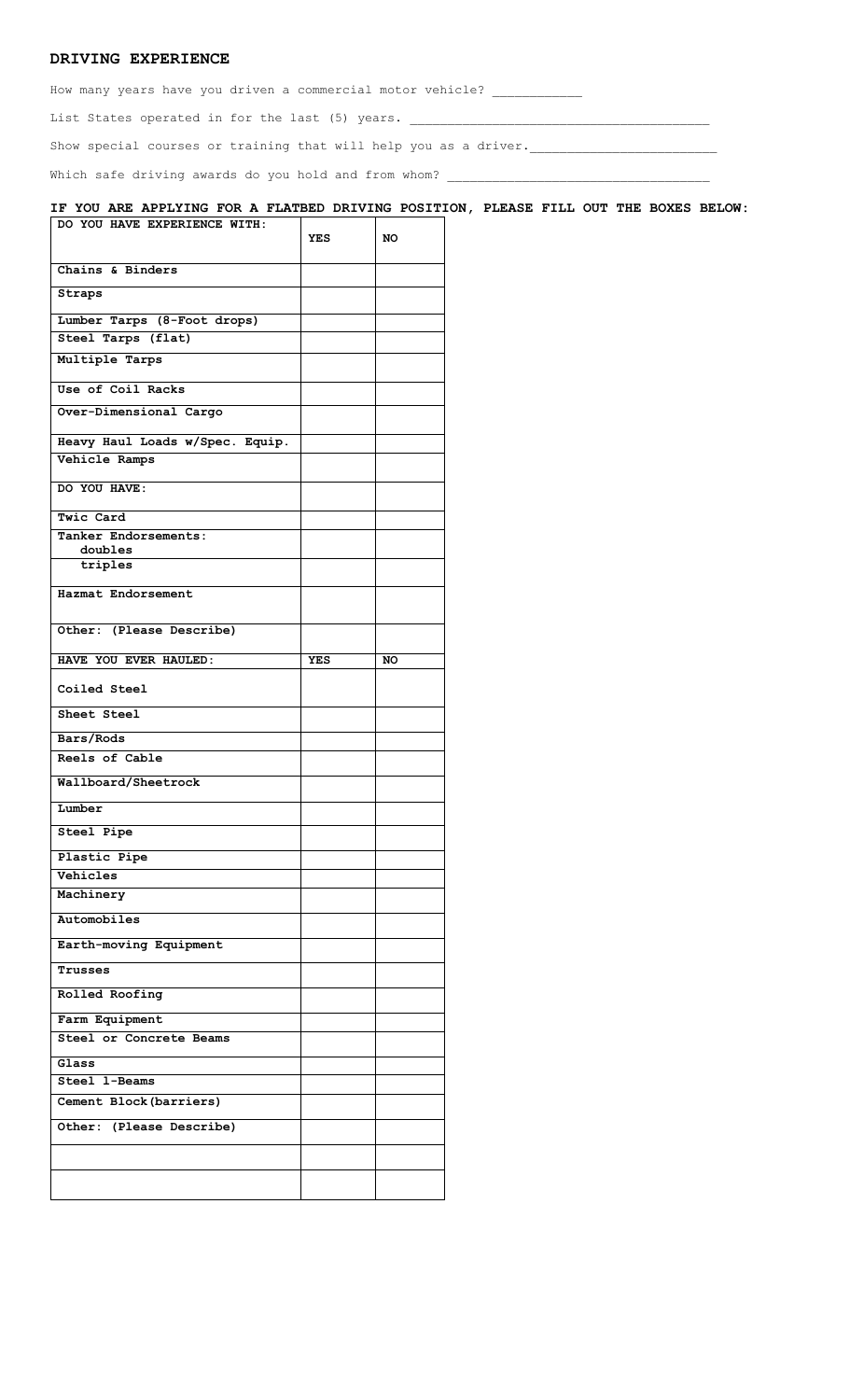## DRIVING EXPERIENCE

How many years have you driven a commercial motor vehicle? ___________

List States operated in for the last (5) years. ______________________________________

Show special courses or training that will help you as a driver.________________________

Which safe driving awards do you hold and from whom? __________________________________

**IF YOU ARE APPLYING FOR A FLATBED DRIVING POSITION, PLEASE FILL OUT THE BOXES BELOW:**

| DO YOU HAVE EXPERIENCE WITH: | YES | NO |
|---|---|---|
| Chains & Binders | | |
| Straps | | |
| Lumber Tarps (8-Foot drops) | | |
| Steel Tarps (flat) | | |
| Multiple Tarps | | |
| Use of Coil Racks | | |
| Over-Dimensional Cargo | | |
| Heavy Haul Loads w/Spec. Equip. | | |
| Vehicle Ramps | | |
| **DO YOU HAVE:** | | |
| Twic Card | | |
| Tanker Endorsements: doubles | | |
| triples | | |
| Hazmat Endorsement | | |
| Other: (Please Describe) | | |
| **HAVE YOU EVER HAULED:** | **YES** | **NO** |
| Coiled Steel | | |
| Sheet Steel | | |
| Bars/Rods | | |
| Reels of Cable | | |
| Wallboard/Sheetrock | | |
| Lumber | | |
| Steel Pipe | | |
| Plastic Pipe | | |
| Vehicles | | |
| Machinery | | |
| Automobiles | | |
| Earth-moving Equipment | | |
| Trusses | | |
| Rolled Roofing | | |
| Farm Equipment | | |
| Steel or Concrete Beams | | |
| Glass | | |
| Steel l-Beams | | |
| Cement Block(barriers) | | |
| Other: (Please Describe) | | |
| | | |
| | | |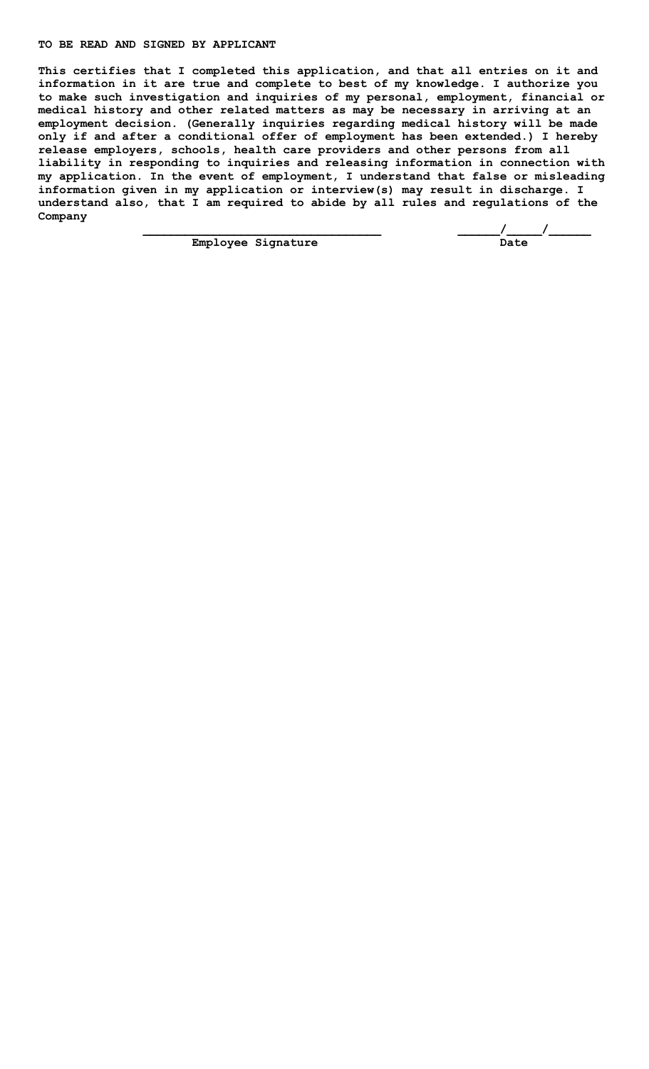**TO BE READ AND SIGNED BY APPLICANT**

**This certifies that I completed this application, and that all entries on it and information in it are true and complete to best of my knowledge. I authorize you to make such investigation and inquiries of my personal, employment, financial or medical history and other related matters as may be necessary in arriving at an employment decision. (Generally inquiries regarding medical history will be made only if and after a conditional offer of employment has been extended.) I hereby release employers, schools, health care providers and other persons from all liability in responding to inquiries and releasing information in connection with my application. In the event of employment, I understand that false or misleading information given in my application or interview(s) may result in discharge. I understand also, that I am required to abide by all rules and regulations of the Company**

| ______________________________ | ______/_____/______ |
| --- | --- |
| **Employee Signature** | **Date** |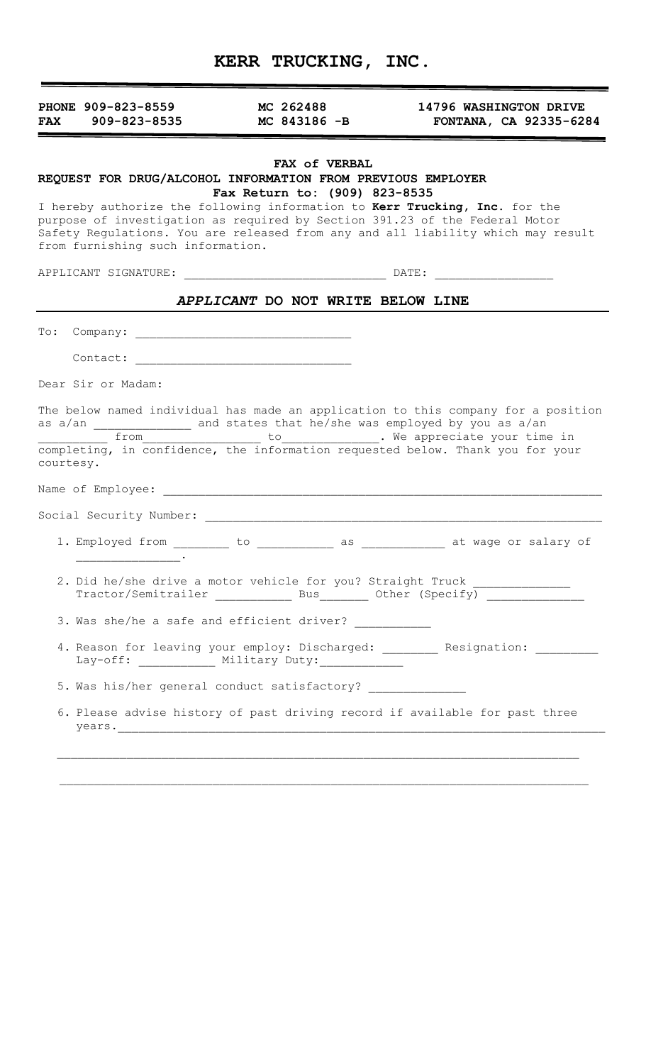# KERR TRUCKING, INC.

**PHONE 909-823-8559**
**FAX 909-823-8535**

**MC 262488**
**MC 843186 -B**

**14796 WASHINGTON DRIVE**
**FONTANA, CA 92335-6284**

**FAX of VERBAL**
**REQUEST FOR DRUG/ALCOHOL INFORMATION FROM PREVIOUS EMPLOYER**
**Fax Return to: (909) 823-8535**

I hereby authorize the following information to **Kerr Trucking, Inc.** for the purpose of investigation as required by Section 391.23 of the Federal Motor Safety Regulations. You are released from any and all liability which may result from furnishing such information.

APPLICANT SIGNATURE: ____________________________ DATE: ________________

### *APPLICANT* DO NOT WRITE BELOW LINE

To: Company: ______________________________

Contact: ______________________________

Dear Sir or Madam:

The below named individual has made an application to this company for a position as a/an _____________ and states that he/she was employed by you as a/an _________ from________________ to_____________. We appreciate your time in completing, in confidence, the information requested below. Thank you for your courtesy.

Name of Employee: ______________________________________________________________

Social Security Number: ________________________________________________________

1. Employed from ________ to __________ as ___________ at wage or salary of ______________.
2. Did he/she drive a motor vehicle for you? Straight Truck _____________ Tractor/Semitrailer __________ Bus_______ Other (Specify) _____________
3. Was she/he a safe and efficient driver? __________
4. Reason for leaving your employ: Discharged: ________ Resignation: ________ Lay-off: __________ Military Duty:___________
5. Was his/her general conduct satisfactory? _____________
6. Please advise history of past driving record if available for past three years.____________________________________________________________________

___________________________________________________________________________

___________________________________________________________________________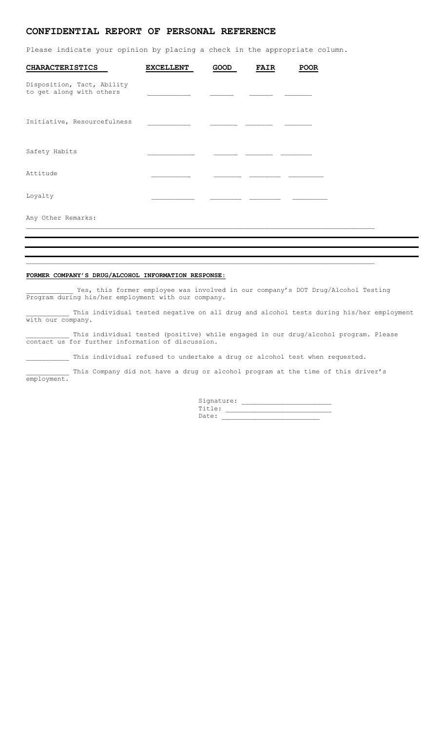## CONFIDENTIAL REPORT OF PERSONAL REFERENCE

Please indicate your opinion by placing a check in the appropriate column.

| CHARACTERISTICS | EXCELLENT | GOOD | FAIR | POOR |
|---|---|---|---|---|
| Disposition, Tact, Ability to get along with others | ___________ | ______ | ______ | _______ |
| Initiative, Resourcefulness | ___________ | _______ | _______ | _______ |
| Safety Habits | ____________ | ______ | _______ | ________ |
| Attitude | __________ | _______ | ________ | _________ |
| Loyalty | ___________ | ________ | ________ | _________ |

Any Other Remarks:

_____________________________________________________________________________________________

_____________________________________________________________________________________________

**FORMER COMPANY'S DRUG/ALCOHOL INFORMATION RESPONSE:**

____________ Yes, this former employee was involved in our company's DOT Drug/Alcohol Testing Program during his/her employment with our company.

___________ This individual tested negative on all drug and alcohol tests during his/her employment with our company.

___________ This individual tested (positive) while engaged in our drug/alcohol program. Please contact us for further information of discussion.

___________ This individual refused to undertake a drug or alcohol test when requested.

___________ This Company did not have a drug or alcohol program at the time of this driver's employment.

Signature: _______________________

Title: ___________________________

Date: _________________________